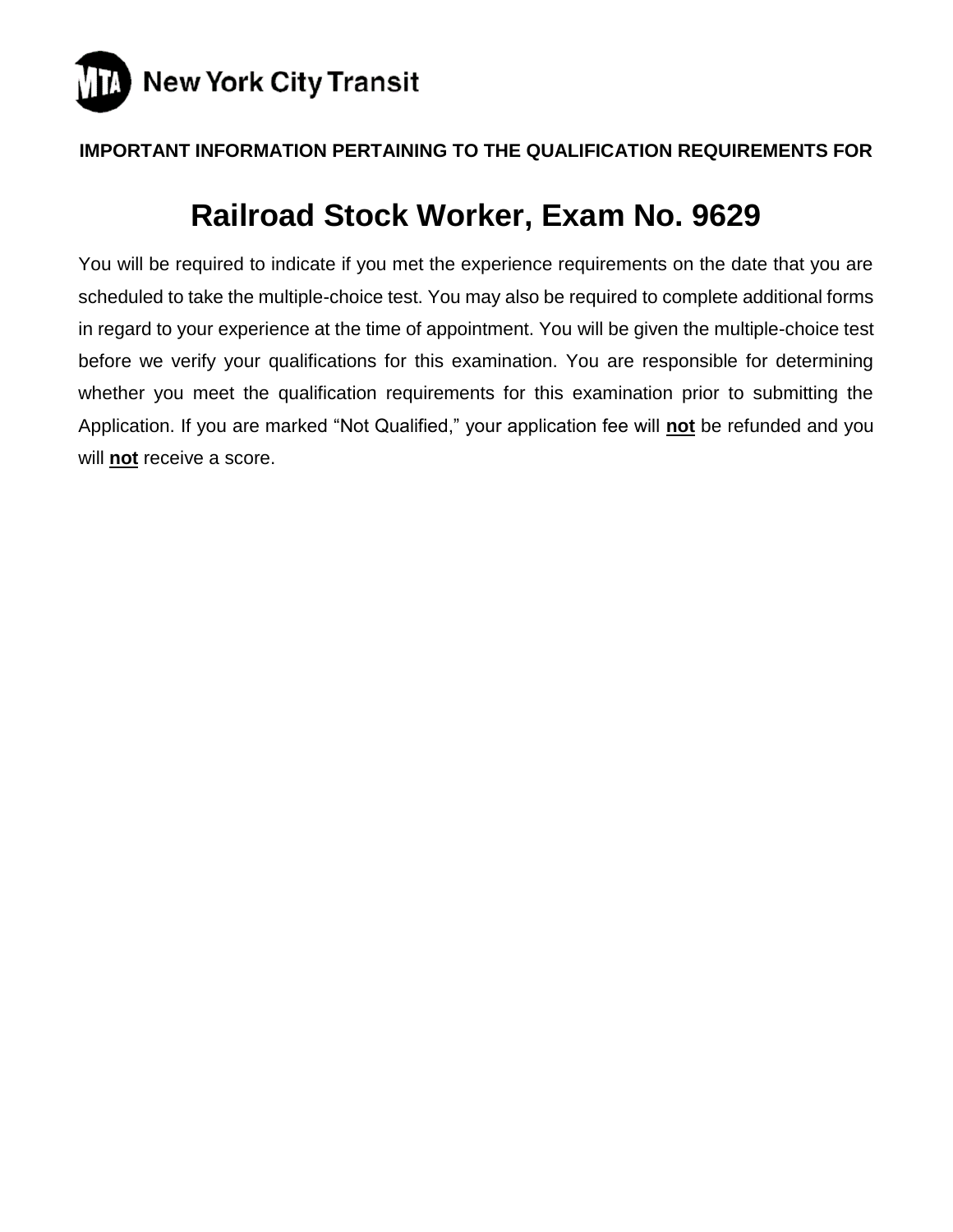New York City Transit

**IMPORTANT INFORMATION PERTAINING TO THE QUALIFICATION REQUIREMENTS FOR**

# Railroad Stock Worker, Exam No. 9629

You will be required to indicate if you met the experience requirements on the date that you are scheduled to take the multiple-choice test. You may also be required to complete additional forms in regard to your experience at the time of appointment. You will be given the multiple-choice test before we verify your qualifications for this examination. You are responsible for determining whether you meet the qualification requirements for this examination prior to submitting the Application. If you are marked "Not Qualified," your application fee will **not** be refunded and you will **not** receive a score.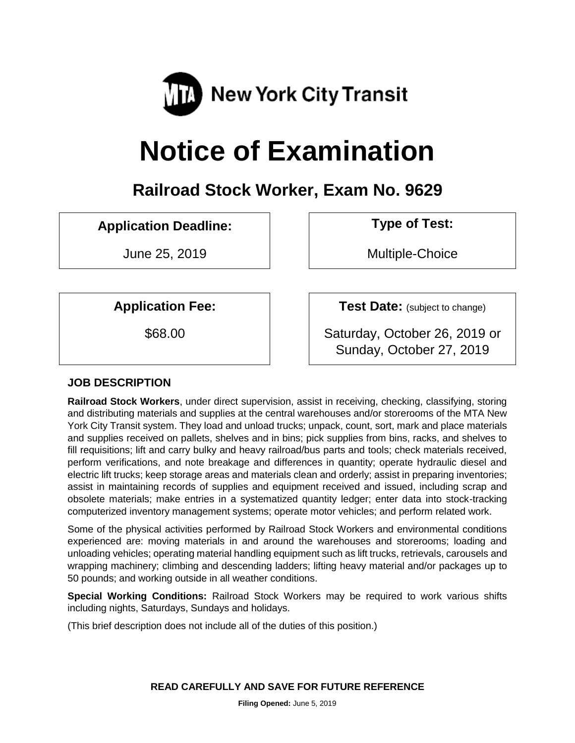MTA New York City Transit

# Notice of Examination

## Railroad Stock Worker, Exam No. 9629

| Application Deadline: | Type of Test: |
| --- | --- |
| June 25, 2019 | Multiple-Choice |

| Application Fee: | Test Date: (subject to change) |
| --- | --- |
| $68.00 | Saturday, October 26, 2019 or Sunday, October 27, 2019 |

### JOB DESCRIPTION

**Railroad Stock Workers**, under direct supervision, assist in receiving, checking, classifying, storing and distributing materials and supplies at the central warehouses and/or storerooms of the MTA New York City Transit system. They load and unload trucks; unpack, count, sort, mark and place materials and supplies received on pallets, shelves and in bins; pick supplies from bins, racks, and shelves to fill requisitions; lift and carry bulky and heavy railroad/bus parts and tools; check materials received, perform verifications, and note breakage and differences in quantity; operate hydraulic diesel and electric lift trucks; keep storage areas and materials clean and orderly; assist in preparing inventories; assist in maintaining records of supplies and equipment received and issued, including scrap and obsolete materials; make entries in a systematized quantity ledger; enter data into stock-tracking computerized inventory management systems; operate motor vehicles; and perform related work.

Some of the physical activities performed by Railroad Stock Workers and environmental conditions experienced are: moving materials in and around the warehouses and storerooms; loading and unloading vehicles; operating material handling equipment such as lift trucks, retrievals, carousels and wrapping machinery; climbing and descending ladders; lifting heavy material and/or packages up to 50 pounds; and working outside in all weather conditions.

**Special Working Conditions:** Railroad Stock Workers may be required to work various shifts including nights, Saturdays, Sundays and holidays.

(This brief description does not include all of the duties of this position.)

**READ CAREFULLY AND SAVE FOR FUTURE REFERENCE**

**Filing Opened:** June 5, 2019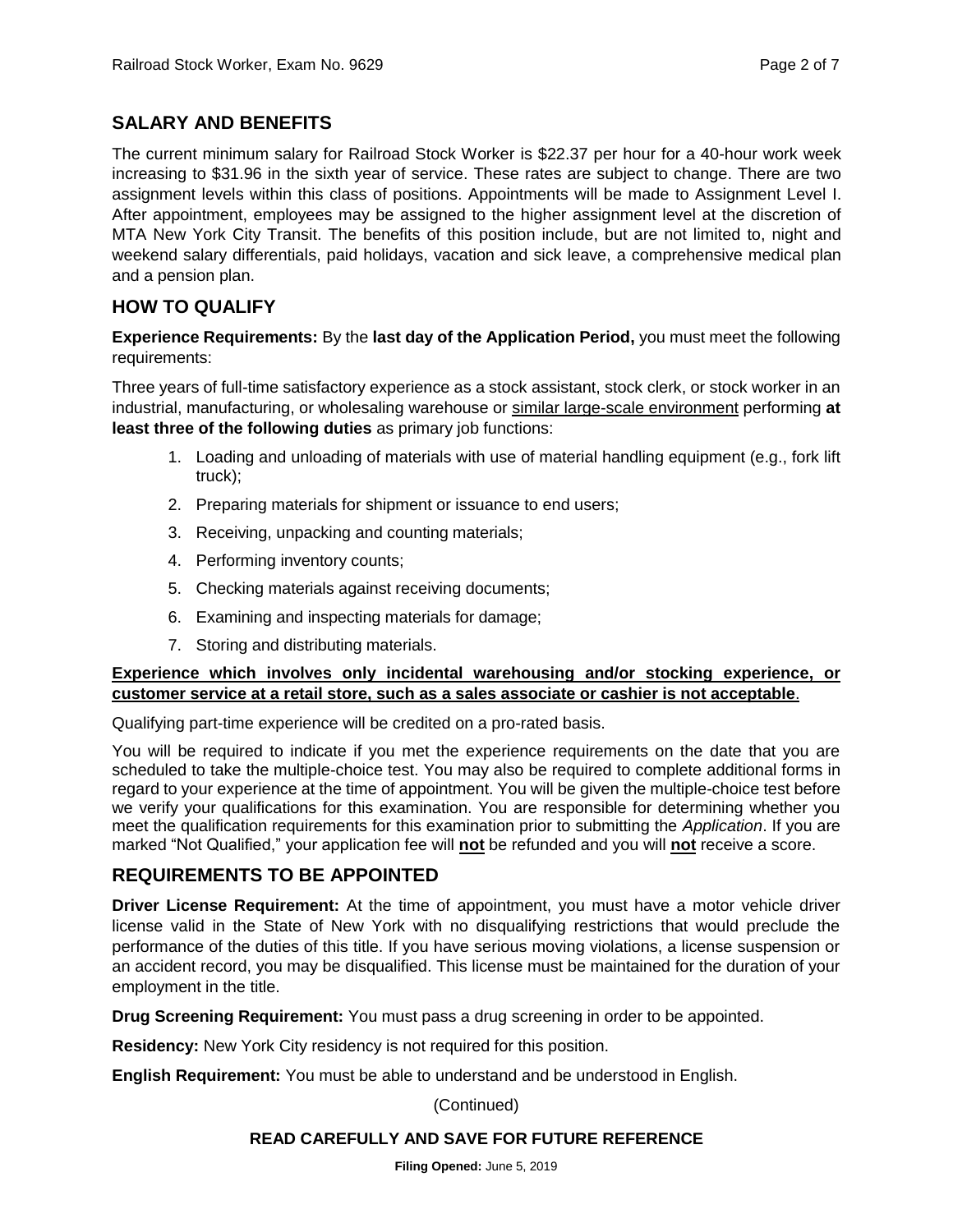## SALARY AND BENEFITS

The current minimum salary for Railroad Stock Worker is $22.37 per hour for a 40-hour work week increasing to $31.96 in the sixth year of service. These rates are subject to change. There are two assignment levels within this class of positions. Appointments will be made to Assignment Level I. After appointment, employees may be assigned to the higher assignment level at the discretion of MTA New York City Transit. The benefits of this position include, but are not limited to, night and weekend salary differentials, paid holidays, vacation and sick leave, a comprehensive medical plan and a pension plan.

## HOW TO QUALIFY

**Experience Requirements:** By the **last day of the Application Period,** you must meet the following requirements:

Three years of full-time satisfactory experience as a stock assistant, stock clerk, or stock worker in an industrial, manufacturing, or wholesaling warehouse or <u>similar large-scale environment</u> performing **at least three of the following duties** as primary job functions:

1. Loading and unloading of materials with use of material handling equipment (e.g., fork lift truck);
2. Preparing materials for shipment or issuance to end users;
3. Receiving, unpacking and counting materials;
4. Performing inventory counts;
5. Checking materials against receiving documents;
6. Examining and inspecting materials for damage;
7. Storing and distributing materials.

**<u>Experience which involves only incidental warehousing and/or stocking experience, or customer service at a retail store, such as a sales associate or cashier is not acceptable</u>**.

Qualifying part-time experience will be credited on a pro-rated basis.

You will be required to indicate if you met the experience requirements on the date that you are scheduled to take the multiple-choice test. You may also be required to complete additional forms in regard to your experience at the time of appointment. You will be given the multiple-choice test before we verify your qualifications for this examination. You are responsible for determining whether you meet the qualification requirements for this examination prior to submitting the *Application*. If you are marked "Not Qualified," your application fee will **<u>not</u>** be refunded and you will **<u>not</u>** receive a score.

## REQUIREMENTS TO BE APPOINTED

**Driver License Requirement:** At the time of appointment, you must have a motor vehicle driver license valid in the State of New York with no disqualifying restrictions that would preclude the performance of the duties of this title. If you have serious moving violations, a license suspension or an accident record, you may be disqualified. This license must be maintained for the duration of your employment in the title.

**Drug Screening Requirement:** You must pass a drug screening in order to be appointed.

**Residency:** New York City residency is not required for this position.

**English Requirement:** You must be able to understand and be understood in English.

(Continued)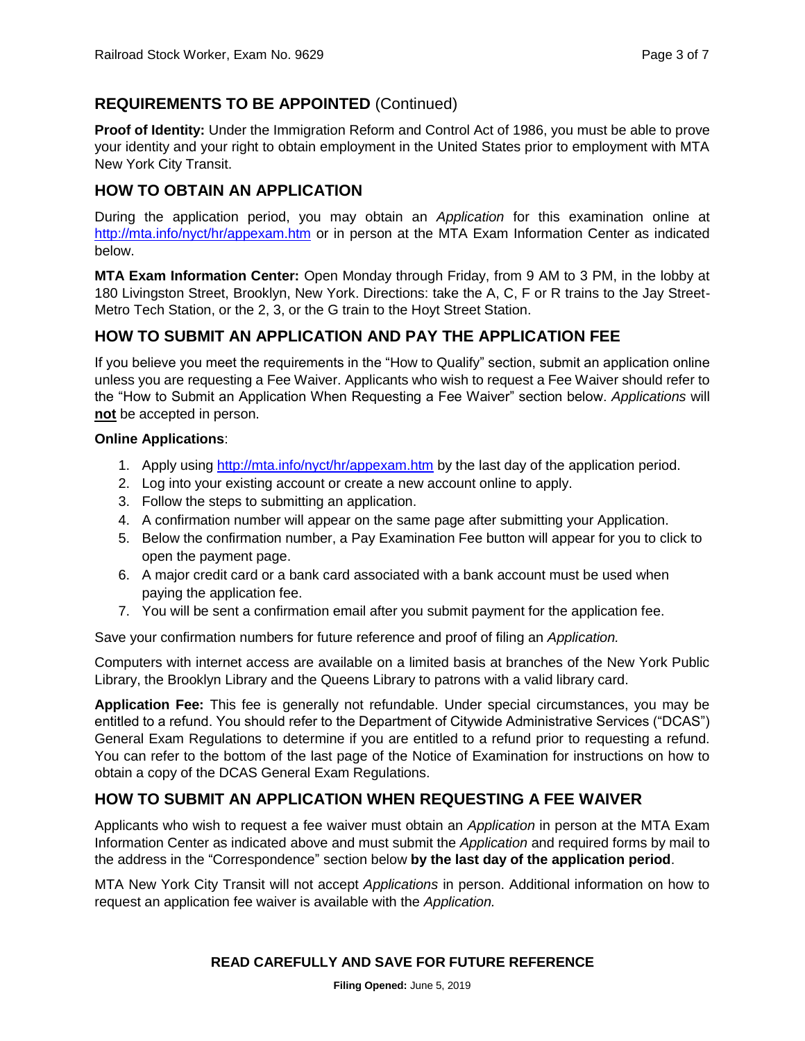## REQUIREMENTS TO BE APPOINTED (Continued)

**Proof of Identity:** Under the Immigration Reform and Control Act of 1986, you must be able to prove your identity and your right to obtain employment in the United States prior to employment with MTA New York City Transit.

## HOW TO OBTAIN AN APPLICATION

During the application period, you may obtain an *Application* for this examination online at http://mta.info/nyct/hr/appexam.htm or in person at the MTA Exam Information Center as indicated below.

**MTA Exam Information Center:** Open Monday through Friday, from 9 AM to 3 PM, in the lobby at 180 Livingston Street, Brooklyn, New York. Directions: take the A, C, F or R trains to the Jay Street-Metro Tech Station, or the 2, 3, or the G train to the Hoyt Street Station.

## HOW TO SUBMIT AN APPLICATION AND PAY THE APPLICATION FEE

If you believe you meet the requirements in the "How to Qualify" section, submit an application online unless you are requesting a Fee Waiver. Applicants who wish to request a Fee Waiver should refer to the "How to Submit an Application When Requesting a Fee Waiver" section below. *Applications* will **not** be accepted in person.

**Online Applications**:

1. Apply using http://mta.info/nyct/hr/appexam.htm by the last day of the application period.
2. Log into your existing account or create a new account online to apply.
3. Follow the steps to submitting an application.
4. A confirmation number will appear on the same page after submitting your Application.
5. Below the confirmation number, a Pay Examination Fee button will appear for you to click to open the payment page.
6. A major credit card or a bank card associated with a bank account must be used when paying the application fee.
7. You will be sent a confirmation email after you submit payment for the application fee.

Save your confirmation numbers for future reference and proof of filing an *Application.*

Computers with internet access are available on a limited basis at branches of the New York Public Library, the Brooklyn Library and the Queens Library to patrons with a valid library card.

**Application Fee:** This fee is generally not refundable. Under special circumstances, you may be entitled to a refund. You should refer to the Department of Citywide Administrative Services ("DCAS") General Exam Regulations to determine if you are entitled to a refund prior to requesting a refund. You can refer to the bottom of the last page of the Notice of Examination for instructions on how to obtain a copy of the DCAS General Exam Regulations.

## HOW TO SUBMIT AN APPLICATION WHEN REQUESTING A FEE WAIVER

Applicants who wish to request a fee waiver must obtain an *Application* in person at the MTA Exam Information Center as indicated above and must submit the *Application* and required forms by mail to the address in the "Correspondence" section below **by the last day of the application period**.

MTA New York City Transit will not accept *Applications* in person. Additional information on how to request an application fee waiver is available with the *Application.*

**READ CAREFULLY AND SAVE FOR FUTURE REFERENCE**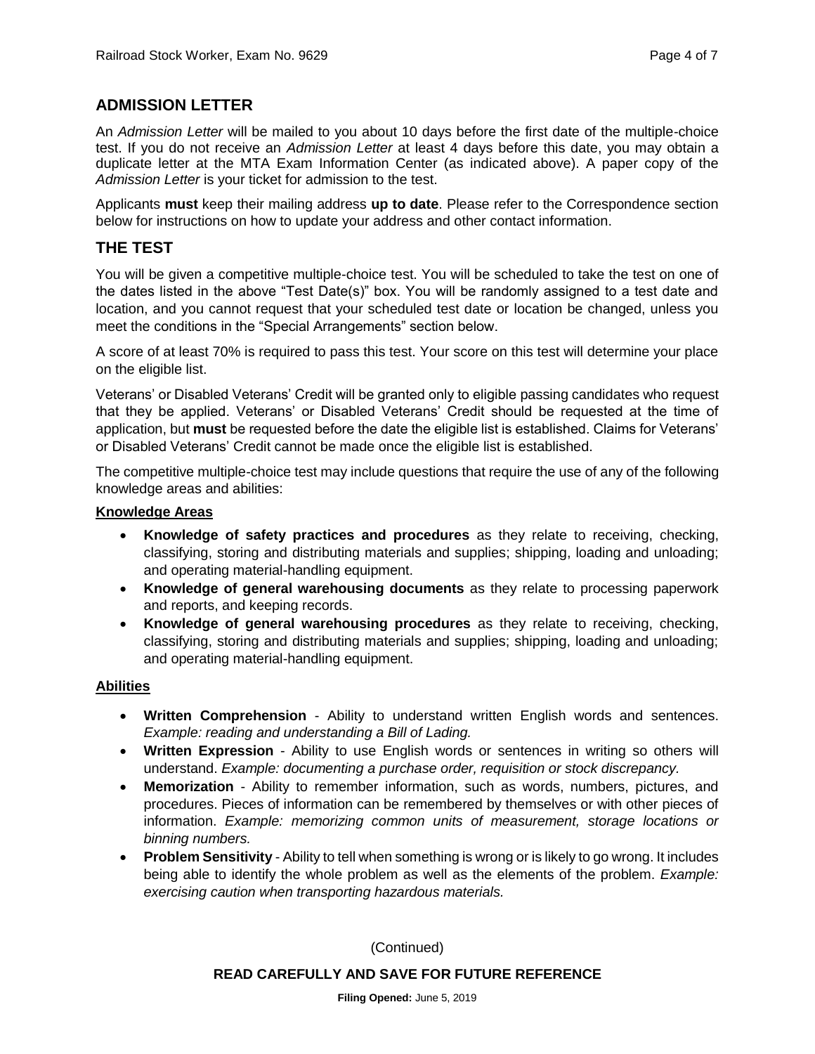## ADMISSION LETTER

An *Admission Letter* will be mailed to you about 10 days before the first date of the multiple-choice test. If you do not receive an *Admission Letter* at least 4 days before this date, you may obtain a duplicate letter at the MTA Exam Information Center (as indicated above). A paper copy of the *Admission Letter* is your ticket for admission to the test.

Applicants **must** keep their mailing address **up to date**. Please refer to the Correspondence section below for instructions on how to update your address and other contact information.

## THE TEST

You will be given a competitive multiple-choice test. You will be scheduled to take the test on one of the dates listed in the above "Test Date(s)" box. You will be randomly assigned to a test date and location, and you cannot request that your scheduled test date or location be changed, unless you meet the conditions in the "Special Arrangements" section below.

A score of at least 70% is required to pass this test. Your score on this test will determine your place on the eligible list.

Veterans' or Disabled Veterans' Credit will be granted only to eligible passing candidates who request that they be applied. Veterans' or Disabled Veterans' Credit should be requested at the time of application, but **must** be requested before the date the eligible list is established. Claims for Veterans' or Disabled Veterans' Credit cannot be made once the eligible list is established.

The competitive multiple-choice test may include questions that require the use of any of the following knowledge areas and abilities:

### Knowledge Areas

- **Knowledge of safety practices and procedures** as they relate to receiving, checking, classifying, storing and distributing materials and supplies; shipping, loading and unloading; and operating material-handling equipment.
- **Knowledge of general warehousing documents** as they relate to processing paperwork and reports, and keeping records.
- **Knowledge of general warehousing procedures** as they relate to receiving, checking, classifying, storing and distributing materials and supplies; shipping, loading and unloading; and operating material-handling equipment.

### Abilities

- **Written Comprehension** - Ability to understand written English words and sentences. *Example: reading and understanding a Bill of Lading.*
- **Written Expression** - Ability to use English words or sentences in writing so others will understand. *Example: documenting a purchase order, requisition or stock discrepancy.*
- **Memorization** - Ability to remember information, such as words, numbers, pictures, and procedures. Pieces of information can be remembered by themselves or with other pieces of information. *Example: memorizing common units of measurement, storage locations or binning numbers.*
- **Problem Sensitivity** - Ability to tell when something is wrong or is likely to go wrong. It includes being able to identify the whole problem as well as the elements of the problem. *Example: exercising caution when transporting hazardous materials.*

(Continued)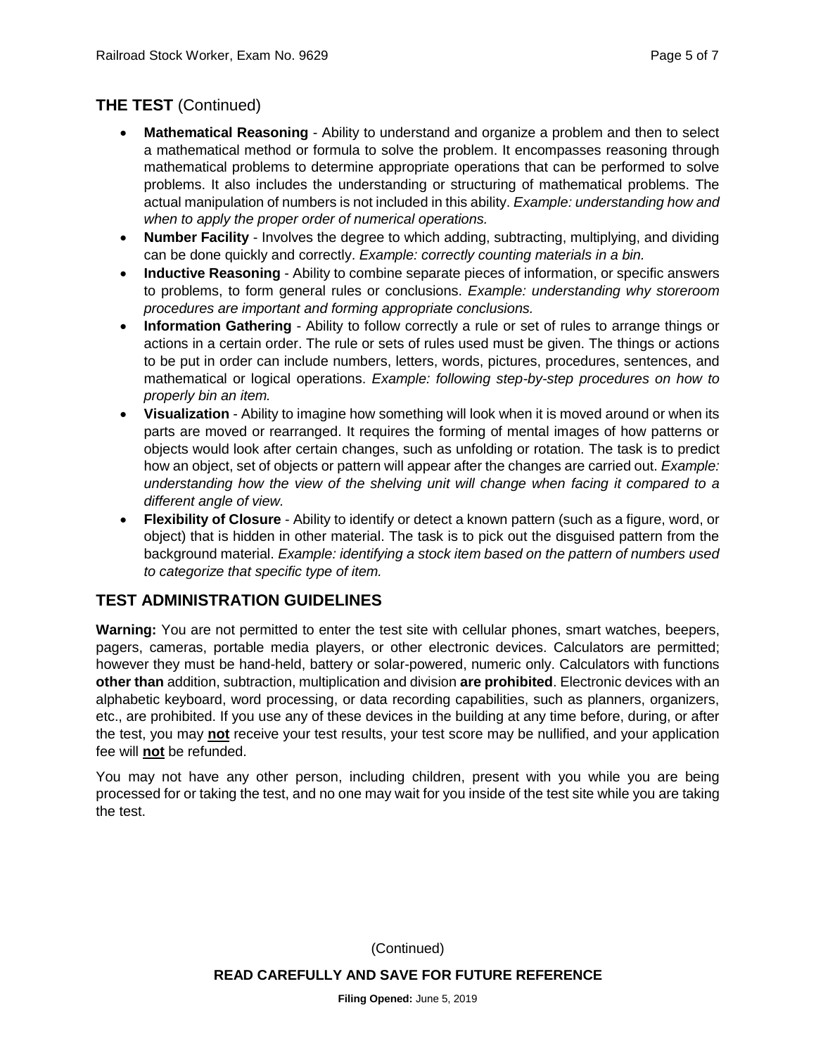## THE TEST (Continued)

- **Mathematical Reasoning** - Ability to understand and organize a problem and then to select a mathematical method or formula to solve the problem. It encompasses reasoning through mathematical problems to determine appropriate operations that can be performed to solve problems. It also includes the understanding or structuring of mathematical problems. The actual manipulation of numbers is not included in this ability. *Example: understanding how and when to apply the proper order of numerical operations.*
- **Number Facility** - Involves the degree to which adding, subtracting, multiplying, and dividing can be done quickly and correctly. *Example: correctly counting materials in a bin.*
- **Inductive Reasoning** - Ability to combine separate pieces of information, or specific answers to problems, to form general rules or conclusions. *Example: understanding why storeroom procedures are important and forming appropriate conclusions.*
- **Information Gathering** - Ability to follow correctly a rule or set of rules to arrange things or actions in a certain order. The rule or sets of rules used must be given. The things or actions to be put in order can include numbers, letters, words, pictures, procedures, sentences, and mathematical or logical operations. *Example: following step-by-step procedures on how to properly bin an item.*
- **Visualization** - Ability to imagine how something will look when it is moved around or when its parts are moved or rearranged. It requires the forming of mental images of how patterns or objects would look after certain changes, such as unfolding or rotation. The task is to predict how an object, set of objects or pattern will appear after the changes are carried out. *Example: understanding how the view of the shelving unit will change when facing it compared to a different angle of view.*
- **Flexibility of Closure** - Ability to identify or detect a known pattern (such as a figure, word, or object) that is hidden in other material. The task is to pick out the disguised pattern from the background material. *Example: identifying a stock item based on the pattern of numbers used to categorize that specific type of item.*

## TEST ADMINISTRATION GUIDELINES

**Warning:** You are not permitted to enter the test site with cellular phones, smart watches, beepers, pagers, cameras, portable media players, or other electronic devices. Calculators are permitted; however they must be hand-held, battery or solar-powered, numeric only. Calculators with functions **other than** addition, subtraction, multiplication and division **are prohibited**. Electronic devices with an alphabetic keyboard, word processing, or data recording capabilities, such as planners, organizers, etc., are prohibited. If you use any of these devices in the building at any time before, during, or after the test, you may **not** receive your test results, your test score may be nullified, and your application fee will **not** be refunded.

You may not have any other person, including children, present with you while you are being processed for or taking the test, and no one may wait for you inside of the test site while you are taking the test.

(Continued)

**READ CAREFULLY AND SAVE FOR FUTURE REFERENCE**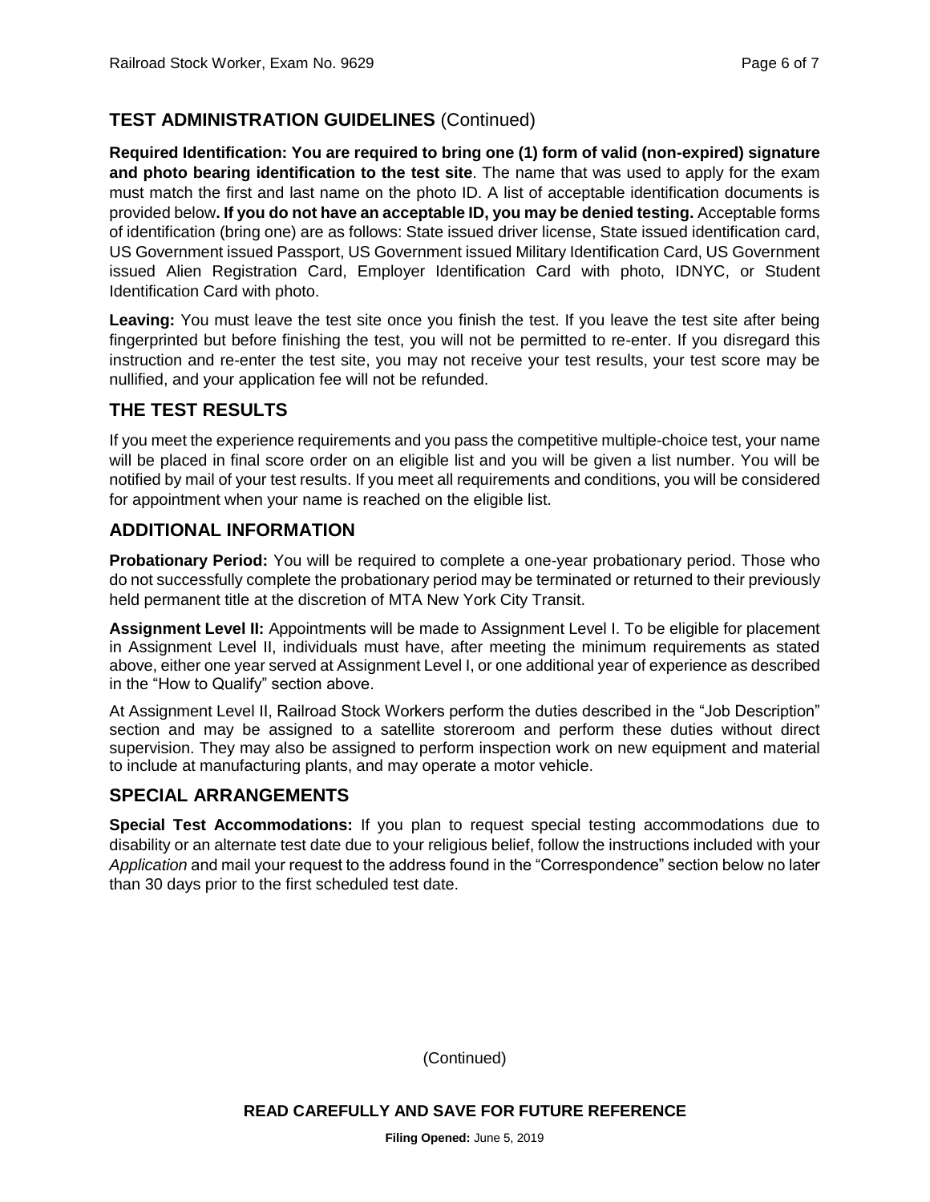## TEST ADMINISTRATION GUIDELINES (Continued)

**Required Identification: You are required to bring one (1) form of valid (non-expired) signature and photo bearing identification to the test site**. The name that was used to apply for the exam must match the first and last name on the photo ID. A list of acceptable identification documents is provided below**. If you do not have an acceptable ID, you may be denied testing.** Acceptable forms of identification (bring one) are as follows: State issued driver license, State issued identification card, US Government issued Passport, US Government issued Military Identification Card, US Government issued Alien Registration Card, Employer Identification Card with photo, IDNYC, or Student Identification Card with photo.

**Leaving:** You must leave the test site once you finish the test. If you leave the test site after being fingerprinted but before finishing the test, you will not be permitted to re-enter. If you disregard this instruction and re-enter the test site, you may not receive your test results, your test score may be nullified, and your application fee will not be refunded.

## THE TEST RESULTS

If you meet the experience requirements and you pass the competitive multiple-choice test, your name will be placed in final score order on an eligible list and you will be given a list number. You will be notified by mail of your test results. If you meet all requirements and conditions, you will be considered for appointment when your name is reached on the eligible list.

## ADDITIONAL INFORMATION

**Probationary Period:** You will be required to complete a one-year probationary period. Those who do not successfully complete the probationary period may be terminated or returned to their previously held permanent title at the discretion of MTA New York City Transit.

**Assignment Level II:** Appointments will be made to Assignment Level I. To be eligible for placement in Assignment Level II, individuals must have, after meeting the minimum requirements as stated above, either one year served at Assignment Level I, or one additional year of experience as described in the "How to Qualify" section above.

At Assignment Level II, Railroad Stock Workers perform the duties described in the "Job Description" section and may be assigned to a satellite storeroom and perform these duties without direct supervision. They may also be assigned to perform inspection work on new equipment and material to include at manufacturing plants, and may operate a motor vehicle.

## SPECIAL ARRANGEMENTS

**Special Test Accommodations:** If you plan to request special testing accommodations due to disability or an alternate test date due to your religious belief, follow the instructions included with your *Application* and mail your request to the address found in the "Correspondence" section below no later than 30 days prior to the first scheduled test date.

(Continued)

**READ CAREFULLY AND SAVE FOR FUTURE REFERENCE**

**Filing Opened:** June 5, 2019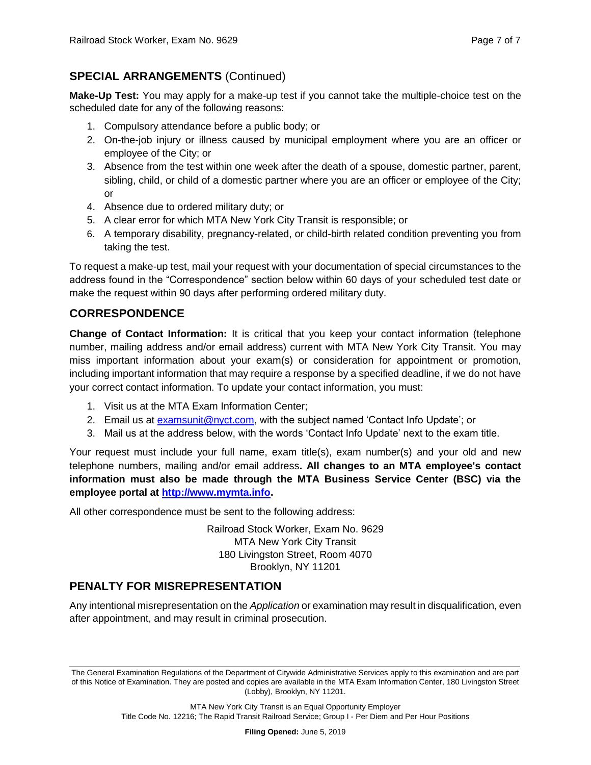## SPECIAL ARRANGEMENTS (Continued)

**Make-Up Test:** You may apply for a make-up test if you cannot take the multiple-choice test on the scheduled date for any of the following reasons:

1. Compulsory attendance before a public body; or
2. On-the-job injury or illness caused by municipal employment where you are an officer or employee of the City; or
3. Absence from the test within one week after the death of a spouse, domestic partner, parent, sibling, child, or child of a domestic partner where you are an officer or employee of the City; or
4. Absence due to ordered military duty; or
5. A clear error for which MTA New York City Transit is responsible; or
6. A temporary disability, pregnancy-related, or child-birth related condition preventing you from taking the test.

To request a make-up test, mail your request with your documentation of special circumstances to the address found in the "Correspondence" section below within 60 days of your scheduled test date or make the request within 90 days after performing ordered military duty.

## CORRESPONDENCE

**Change of Contact Information:** It is critical that you keep your contact information (telephone number, mailing address and/or email address) current with MTA New York City Transit. You may miss important information about your exam(s) or consideration for appointment or promotion, including important information that may require a response by a specified deadline, if we do not have your correct contact information. To update your contact information, you must:

1. Visit us at the MTA Exam Information Center;
2. Email us at examsunit@nyct.com, with the subject named 'Contact Info Update'; or
3. Mail us at the address below, with the words 'Contact Info Update' next to the exam title.

Your request must include your full name, exam title(s), exam number(s) and your old and new telephone numbers, mailing and/or email address**. All changes to an MTA employee's contact information must also be made through the MTA Business Service Center (BSC) via the employee portal at http://www.mymta.info.**

All other correspondence must be sent to the following address:

Railroad Stock Worker, Exam No. 9629
MTA New York City Transit
180 Livingston Street, Room 4070
Brooklyn, NY 11201

## PENALTY FOR MISREPRESENTATION

Any intentional misrepresentation on the *Application* or examination may result in disqualification, even after appointment, and may result in criminal prosecution.

---

The General Examination Regulations of the Department of Citywide Administrative Services apply to this examination and are part of this Notice of Examination. They are posted and copies are available in the MTA Exam Information Center, 180 Livingston Street (Lobby), Brooklyn, NY 11201.

MTA New York City Transit is an Equal Opportunity Employer
Title Code No. 12216; The Rapid Transit Railroad Service; Group I - Per Diem and Per Hour Positions

**Filing Opened:** June 5, 2019